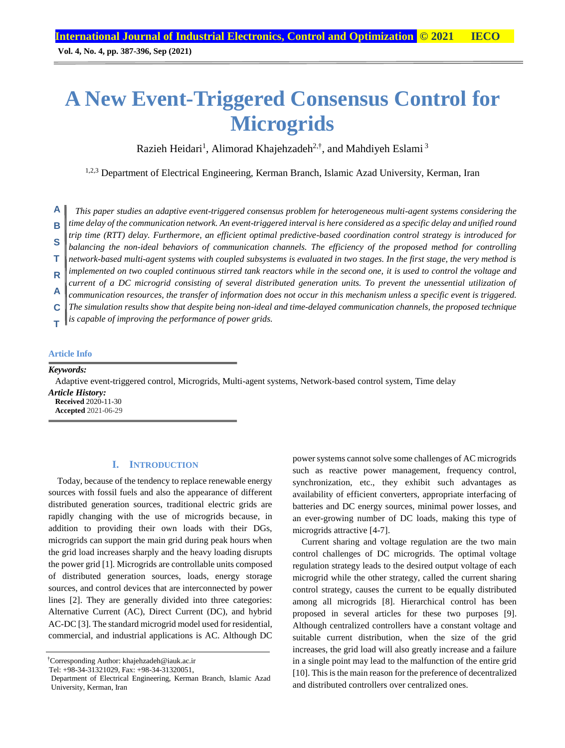# A New Event-Triggered Consensus Control for Microgrids

Razieh Heidari[1], Alimorad Khajehzadeh[2,†], and Mahdiyeh Eslami [3]

[1,2,3] Department of Electrical Engineering, Kerman Branch, Islamic Azad University, Kerman, Iran

**ABSTRACT**

*This paper studies an adaptive event-triggered consensus problem for heterogeneous multi-agent systems considering the time delay of the communication network. An event-triggered interval is here considered as a specific delay and unified round trip time (RTT) delay. Furthermore, an efficient optimal predictive-based coordination control strategy is introduced for balancing the non-ideal behaviors of communication channels. The efficiency of the proposed method for controlling network-based multi-agent systems with coupled subsystems is evaluated in two stages. In the first stage, the very method is implemented on two coupled continuous stirred tank reactors while in the second one, it is used to control the voltage and current of a DC microgrid consisting of several distributed generation units. To prevent the unessential utilization of communication resources, the transfer of information does not occur in this mechanism unless a specific event is triggered. The simulation results show that despite being non-ideal and time-delayed communication channels, the proposed technique is capable of improving the performance of power grids.*

**Article Info**

***Keywords:***

Adaptive event-triggered control, Microgrids, Multi-agent systems, Network-based control system, Time delay

***Article History:***

**Received** 2020-11-30

**Accepted** 2021-06-29

## I. INTRODUCTION

Today, because of the tendency to replace renewable energy sources with fossil fuels and also the appearance of different distributed generation sources, traditional electric grids are rapidly changing with the use of microgrids because, in addition to providing their own loads with their DGs, microgrids can support the main grid during peak hours when the grid load increases sharply and the heavy loading disrupts the power grid [1]. Microgrids are controllable units composed of distributed generation sources, loads, energy storage sources, and control devices that are interconnected by power lines [2]. They are generally divided into three categories: Alternative Current (AC), Direct Current (DC), and hybrid AC-DC [3]. The standard microgrid model used for residential, commercial, and industrial applications is AC. Although DC power systems cannot solve some challenges of AC microgrids such as reactive power management, frequency control, synchronization, etc., they exhibit such advantages as availability of efficient converters, appropriate interfacing of batteries and DC energy sources, minimal power losses, and an ever-growing number of DC loads, making this type of microgrids attractive [4-7].

Current sharing and voltage regulation are the two main control challenges of DC microgrids. The optimal voltage regulation strategy leads to the desired output voltage of each microgrid while the other strategy, called the current sharing control strategy, causes the current to be equally distributed among all microgrids [8]. Hierarchical control has been proposed in several articles for these two purposes [9]. Although centralized controllers have a constant voltage and suitable current distribution, when the size of the grid increases, the grid load will also greatly increase and a failure in a single point may lead to the malfunction of the entire grid [10]. This is the main reason for the preference of decentralized and distributed controllers over centralized ones.

†Corresponding Author: khajehzadeh@iauk.ac.ir
Tel: +98-34-31321029, Fax: +98-34-31320051,
Department of Electrical Engineering, Kerman Branch, Islamic Azad University, Kerman, Iran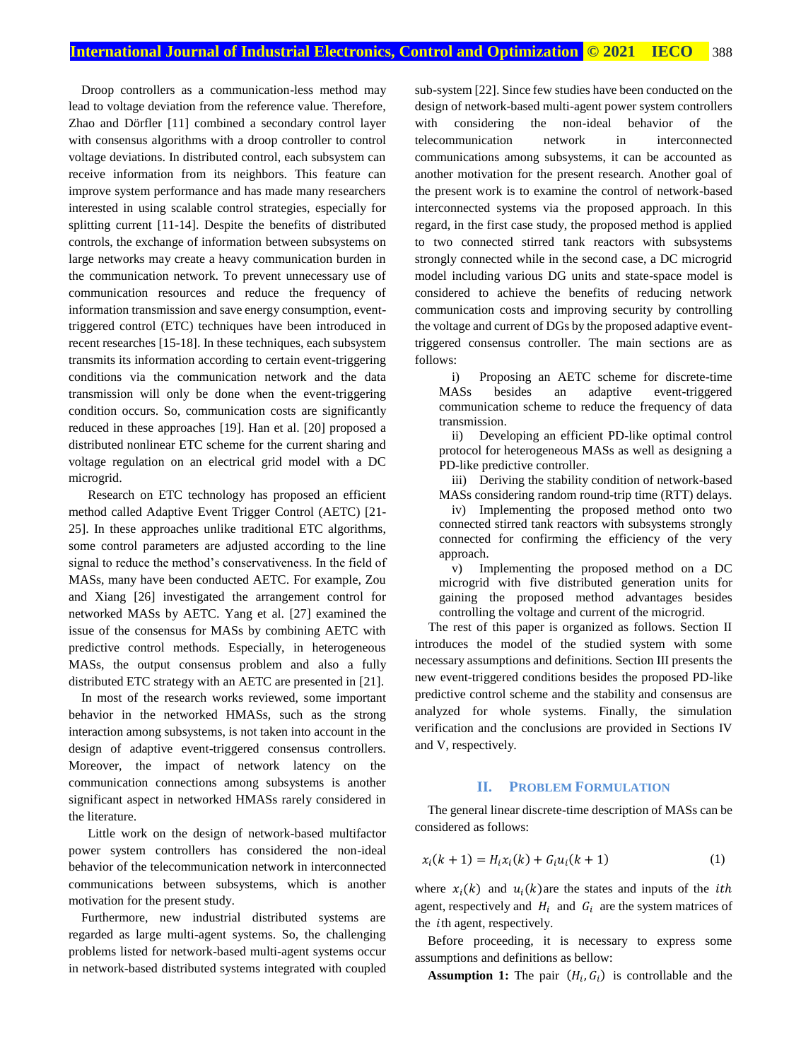Droop controllers as a communication-less method may lead to voltage deviation from the reference value. Therefore, Zhao and Dörfler [11] combined a secondary control layer with consensus algorithms with a droop controller to control voltage deviations. In distributed control, each subsystem can receive information from its neighbors. This feature can improve system performance and has made many researchers interested in using scalable control strategies, especially for splitting current [11-14]. Despite the benefits of distributed controls, the exchange of information between subsystems on large networks may create a heavy communication burden in the communication network. To prevent unnecessary use of communication resources and reduce the frequency of information transmission and save energy consumption, event-triggered control (ETC) techniques have been introduced in recent researches [15-18]. In these techniques, each subsystem transmits its information according to certain event-triggering conditions via the communication network and the data transmission will only be done when the event-triggering condition occurs. So, communication costs are significantly reduced in these approaches [19]. Han et al. [20] proposed a distributed nonlinear ETC scheme for the current sharing and voltage regulation on an electrical grid model with a DC microgrid.

Research on ETC technology has proposed an efficient method called Adaptive Event Trigger Control (AETC) [21-25]. In these approaches unlike traditional ETC algorithms, some control parameters are adjusted according to the line signal to reduce the method's conservativeness. In the field of MASs, many have been conducted AETC. For example, Zou and Xiang [26] investigated the arrangement control for networked MASs by AETC. Yang et al. [27] examined the issue of the consensus for MASs by combining AETC with predictive control methods. Especially, in heterogeneous MASs, the output consensus problem and also a fully distributed ETC strategy with an AETC are presented in [21].

In most of the research works reviewed, some important behavior in the networked HMASs, such as the strong interaction among subsystems, is not taken into account in the design of adaptive event-triggered consensus controllers. Moreover, the impact of network latency on the communication connections among subsystems is another significant aspect in networked HMASs rarely considered in the literature.

Little work on the design of network-based multifactor power system controllers has considered the non-ideal behavior of the telecommunication network in interconnected communications between subsystems, which is another motivation for the present study.

Furthermore, new industrial distributed systems are regarded as large multi-agent systems. So, the challenging problems listed for network-based multi-agent systems occur in network-based distributed systems integrated with coupled sub-system [22]. Since few studies have been conducted on the design of network-based multi-agent power system controllers with considering the non-ideal behavior of the telecommunication network in interconnected communications among subsystems, it can be accounted as another motivation for the present research. Another goal of the present work is to examine the control of network-based interconnected systems via the proposed approach. In this regard, in the first case study, the proposed method is applied to two connected stirred tank reactors with subsystems strongly connected while in the second case, a DC microgrid model including various DG units and state-space model is considered to achieve the benefits of reducing network communication costs and improving security by controlling the voltage and current of DGs by the proposed adaptive event-triggered consensus controller. The main sections are as follows:

i) Proposing an AETC scheme for discrete-time MASs besides an adaptive event-triggered communication scheme to reduce the frequency of data transmission.

ii) Developing an efficient PD-like optimal control protocol for heterogeneous MASs as well as designing a PD-like predictive controller.

iii) Deriving the stability condition of network-based MASs considering random round-trip time (RTT) delays.

iv) Implementing the proposed method onto two connected stirred tank reactors with subsystems strongly connected for confirming the efficiency of the very approach.

v) Implementing the proposed method on a DC microgrid with five distributed generation units for gaining the proposed method advantages besides controlling the voltage and current of the microgrid.

The rest of this paper is organized as follows. Section II introduces the model of the studied system with some necessary assumptions and definitions. Section III presents the new event-triggered conditions besides the proposed PD-like predictive control scheme and the stability and consensus are analyzed for whole systems. Finally, the simulation verification and the conclusions are provided in Sections IV and V, respectively.

## II. Problem Formulation

The general linear discrete-time description of MASs can be considered as follows:

$$x_i(k+1) = H_i x_i(k) + G_i u_i(k+1) \tag{1}$$

where $x_i(k)$ and $u_i(k)$ are the states and inputs of the $ith$ agent, respectively and $H_i$ and $G_i$ are the system matrices of the $i$th agent, respectively.

Before proceeding, it is necessary to express some assumptions and definitions as bellow:

**Assumption 1:** The pair $(H_i, G_i)$ is controllable and the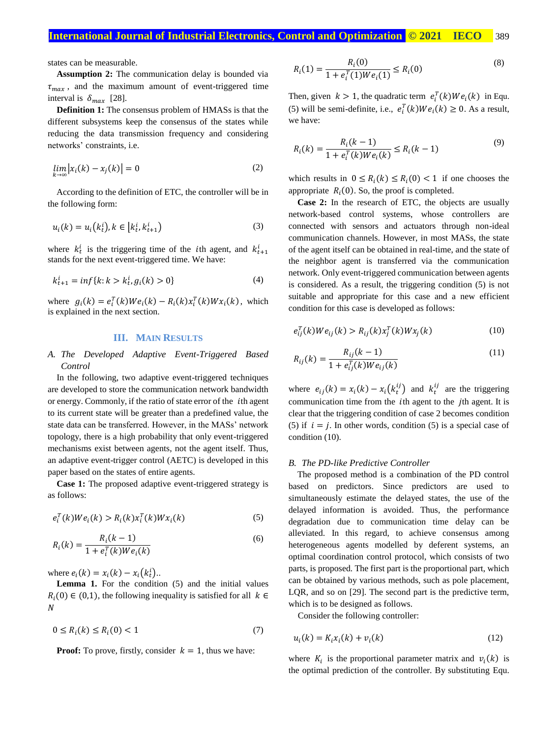states can be measurable.

**Assumption 2:** The communication delay is bounded via $\tau_{max}$, and the maximum amount of event-triggered time interval is $\delta_{max}$ [28].

**Definition 1:** The consensus problem of HMASs is that the different subsystems keep the consensus of the states while reducing the data transmission frequency and considering networks' constraints, i.e.

$$\lim_{k\to\infty}\left|x_i(k) - x_j(k)\right| = 0 \tag{2}$$

According to the definition of ETC, the controller will be in the following form:

$$u_i(k) = u_i\left(k_t^i\right), k \in \left[k_t^i, k_{t+1}^i\right) \tag{3}$$

where $k_t^i$ is the triggering time of the $i$th agent, and $k_{t+1}^i$ stands for the next event-triggered time. We have:

$$k_{t+1}^i = inf\{k: k > k_t^i, g_i(k) > 0\} \tag{4}$$

where $g_i(k) = e_i^T(k)We_i(k) - R_i(k)x_i^T(k)Wx_i(k)$, which is explained in the next section.

## III. Main Results

### A. The Developed Adaptive Event-Triggered Based Control

In the following, two adaptive event-triggered techniques are developed to store the communication network bandwidth or energy. Commonly, if the ratio of state error of the $i$th agent to its current state will be greater than a predefined value, the state data can be transferred. However, in the MASs' network topology, there is a high probability that only event-triggered mechanisms exist between agents, not the agent itself. Thus, an adaptive event-trigger control (AETC) is developed in this paper based on the states of entire agents.

**Case 1:** The proposed adaptive event-triggered strategy is as follows:

$$e_i^T(k)We_i(k) > R_i(k)x_i^T(k)Wx_i(k) \tag{5}$$

$$R_i(k) = \frac{R_i(k-1)}{1 + e_i^T(k)We_i(k)} \tag{6}$$

where $e_i(k) = x_i(k) - x_i\left(k_t^i\right)$..

**Lemma 1.** For the condition (5) and the initial values $R_i(0) \in (0,1)$, the following inequality is satisfied for all $k \in N$

$$0 \leq R_i(k) \leq R_i(0) < 1 \tag{7}$$

**Proof:** To prove, firstly, consider $k = 1$, thus we have:

$$R_i(1) = \frac{R_i(0)}{1 + e_i^T(1)We_i(1)} \leq R_i(0) \tag{8}$$

Then, given $k > 1$, the quadratic term $e_i^T(k)We_i(k)$ in Equ. (5) will be semi-definite, i.e., $e_i^T(k)We_i(k) \geq 0$. As a result, we have:

$$R_i(k) = \frac{R_i(k-1)}{1 + e_i^T(k)We_i(k)} \leq R_i(k-1) \tag{9}$$

which results in $0 \leq R_i(k) \leq R_i(0) < 1$ if one chooses the appropriate $R_i(0)$. So, the proof is completed.

**Case 2:** In the research of ETC, the objects are usually network-based control systems, whose controllers are connected with sensors and actuators through non-ideal communication channels. However, in most MASs, the state of the agent itself can be obtained in real-time, and the state of the neighbor agent is transferred via the communication network. Only event-triggered communication between agents is considered. As a result, the triggering condition (5) is not suitable and appropriate for this case and a new efficient condition for this case is developed as follows:

$$e_{ij}^T(k)We_{ij}(k) > R_{ij}(k)x_j^T(k)Wx_j(k) \tag{10}$$

$$R_{ij}(k) = \frac{R_{ij}(k-1)}{1 + e_{ij}^T(k)We_{ij}(k)} \tag{11}$$

where $e_{ij}(k) = x_i(k) - x_i\left(k_t^{ij}\right)$ and $k_t^{ij}$ are the triggering communication time from the $i$th agent to the $j$th agent. It is clear that the triggering condition of case 2 becomes condition (5) if $i = j$. In other words, condition (5) is a special case of condition (10).

### B. The PD-like Predictive Controller

The proposed method is a combination of the PD control based on predictors. Since predictors are used to simultaneously estimate the delayed states, the use of the delayed information is avoided. Thus, the performance degradation due to communication time delay can be alleviated. In this regard, to achieve consensus among heterogeneous agents modelled by deferent systems, an optimal coordination control protocol, which consists of two parts, is proposed. The first part is the proportional part, which can be obtained by various methods, such as pole placement, LQR, and so on [29]. The second part is the predictive term, which is to be designed as follows.

Consider the following controller:

$$u_i(k) = K_i x_i(k) + v_i(k) \tag{12}$$

where $K_i$ is the proportional parameter matrix and $v_i(k)$ is the optimal prediction of the controller. By substituting Equ.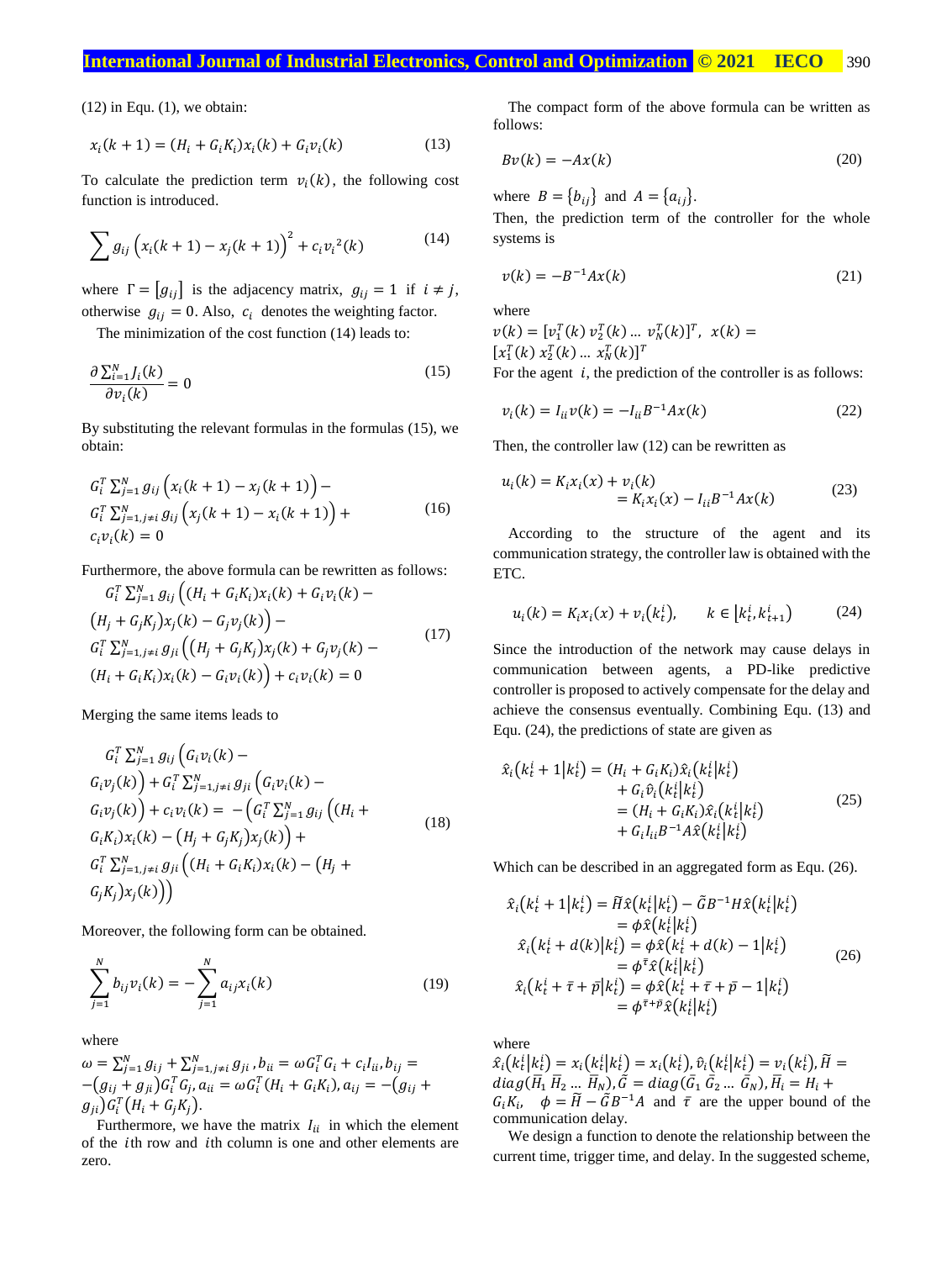(12) in Equ. (1), we obtain:

$$x_i(k+1) = (H_i + G_iK_i)x_i(k) + G_iv_i(k) \tag{13}$$

To calculate the prediction term $v_i(k)$, the following cost function is introduced.

$$\sum g_{ij}\left(x_i(k+1) - x_j(k+1)\right)^2 + c_iv_i^{\,2}(k) \tag{14}$$

where $\Gamma = [g_{ij}]$ is the adjacency matrix, $g_{ij} = 1$ if $i \neq j$, otherwise $g_{ij} = 0$. Also, $c_i$ denotes the weighting factor.

The minimization of the cost function (14) leads to:

$$\frac{\partial \sum_{i=1}^{N} J_i(k)}{\partial v_i(k)} = 0 \tag{15}$$

By substituting the relevant formulas in the formulas (15), we obtain:

$$\begin{aligned} &G_i^T \sum_{j=1}^{N} g_{ij}\left(x_i(k+1) - x_j(k+1)\right) - \\ &G_i^T \sum_{j=1, j\neq i}^{N} g_{ij}\left(x_j(k+1) - x_i(k+1)\right) + \\ &c_iv_i(k) = 0 \end{aligned} \tag{16}$$

Furthermore, the above formula can be rewritten as follows:

$$\begin{aligned} &G_i^T \sum_{j=1}^{N} g_{ij}\Big((H_i + G_iK_i)x_i(k) + G_iv_i(k) - \\ &(H_j + G_jK_j)x_j(k) - G_jv_j(k)\Big) - \\ &G_i^T \sum_{j=1, j\neq i}^{N} g_{ji}\Big((H_j + G_jK_j)x_j(k) + G_jv_j(k) - \\ &(H_i + G_iK_i)x_i(k) - G_iv_i(k)\Big) + c_iv_i(k) = 0 \end{aligned} \tag{17}$$

Merging the same items leads to

$$\begin{aligned} &G_i^T \sum_{j=1}^{N} g_{ij}\Big(G_iv_i(k) - \\ &G_iv_j(k)\Big) + G_i^T \sum_{j=1, j\neq i}^{N} g_{ji}\Big(G_iv_i(k) - \\ &G_iv_j(k)\Big) + c_iv_i(k) = -\Big(G_i^T \sum_{j=1}^{N} g_{ij}\Big((H_i + \\ &G_iK_i)x_i(k) - (H_j + G_jK_j)x_j(k)\Big) + \\ &G_i^T \sum_{j=1, j\neq i}^{N} g_{ji}\Big((H_i + G_iK_i)x_i(k) - (H_j + \\ &G_jK_j)x_j(k)\Big)\Big) \end{aligned} \tag{18}$$

Moreover, the following form can be obtained.

$$\sum_{j=1}^{N} b_{ij}v_i(k) = -\sum_{j=1}^{N} a_{ij}x_i(k) \tag{19}$$

where

$\omega = \sum_{j=1}^{N} g_{ij} + \sum_{j=1, j\neq i}^{N} g_{ji}$, $b_{ii} = \omega G_i^T G_i + c_iI_{ii}$, $b_{ij} = -(g_{ij} + g_{ji})G_i^T G_j$, $a_{ii} = \omega G_i^T(H_i + G_iK_i)$, $a_{ij} = -(g_{ij} + g_{ji})G_i^T(H_j + G_jK_j)$.

Furthermore, we have the matrix $I_{ii}$ in which the element of the $i$th row and $i$th column is one and other elements are zero.

The compact form of the above formula can be written as follows:

$$Bv(k) = -Ax(k) \tag{20}$$

where $B = \{b_{ij}\}$ and $A = \{a_{ij}\}$.

Then, the prediction term of the controller for the whole systems is

$$v(k) = -B^{-1}Ax(k) \tag{21}$$

where

$v(k) = [v_1^T(k)\ v_2^T(k) \dots\ v_N^T(k)]^T$, $x(k) = [x_1^T(k)\ x_2^T(k) \dots\ x_N^T(k)]^T$

For the agent $i$, the prediction of the controller is as follows:

$$v_i(k) = I_{ii}v(k) = -I_{ii}B^{-1}Ax(k) \tag{22}$$

Then, the controller law (12) can be rewritten as

$$\begin{aligned} u_i(k) &= K_ix_i(x) + v_i(k) \\ &= K_ix_i(x) - I_{ii}B^{-1}Ax(k) \end{aligned} \tag{23}$$

According to the structure of the agent and its communication strategy, the controller law is obtained with the ETC.

$$u_i(k) = K_ix_i(x) + v_i(k_t^i), \qquad k \in \left[k_t^i, k_{t+1}^i\right) \tag{24}$$

Since the introduction of the network may cause delays in communication between agents, a PD-like predictive controller is proposed to actively compensate for the delay and achieve the consensus eventually. Combining Equ. (13) and Equ. (24), the predictions of state are given as

$$\begin{aligned} \hat{x}_i\left(k_t^i + 1 \middle| k_t^i\right) &= (H_i + G_iK_i)\hat{x}_i\left(k_t^i \middle| k_t^i\right) \\ &\quad + G_i\hat{v}_i\left(k_t^i \middle| k_t^i\right) \\ &= (H_i + G_iK_i)\hat{x}_i\left(k_t^i \middle| k_t^i\right) \\ &\quad + G_iI_{ii}B^{-1}A\hat{x}\left(k_t^i \middle| k_t^i\right) \end{aligned} \tag{25}$$

Which can be described in an aggregated form as Equ. (26).

$$\begin{aligned} \hat{x}_i\left(k_t^i + 1 \middle| k_t^i\right) &= \widetilde{H}\hat{x}\left(k_t^i \middle| k_t^i\right) - \widetilde{G}B^{-1}H\hat{x}\left(k_t^i \middle| k_t^i\right) \\ &= \phi\hat{x}\left(k_t^i \middle| k_t^i\right) \\ \hat{x}_i\left(k_t^i + d(k) \middle| k_t^i\right) &= \phi\hat{x}\left(k_t^i + d(k) - 1 \middle| k_t^i\right) \\ &= \phi^{\bar{\tau}}\hat{x}\left(k_t^i \middle| k_t^i\right) \\ \hat{x}_i\left(k_t^i + \bar{\tau} + \bar{p} \middle| k_t^i\right) &= \phi\hat{x}\left(k_t^i + \bar{\tau} + \bar{p} - 1 \middle| k_t^i\right) \\ &= \phi^{\bar{\tau}+\bar{p}}\hat{x}\left(k_t^i \middle| k_t^i\right) \end{aligned} \tag{26}$$

where

$\hat{x}_i\left(k_t^i \middle| k_t^i\right) = x_i\left(k_t^i \middle| k_t^i\right) = x_i\left(k_t^i\right)$, $\hat{v}_i\left(k_t^i \middle| k_t^i\right) = v_i\left(k_t^i\right)$, $\widetilde{H} = diag(\overline{H}_1\ \overline{H}_2 \dots\ \overline{H}_N)$, $\widetilde{G} = diag(\bar{G}_1\ \bar{G}_2 \dots\ \bar{G}_N)$, $\overline{H}_i = H_i + G_iK_i$, $\phi = \widetilde{H} - \widetilde{G}B^{-1}A$ and $\bar{\tau}$ are the upper bound of the communication delay.

We design a function to denote the relationship between the current time, trigger time, and delay. In the suggested scheme,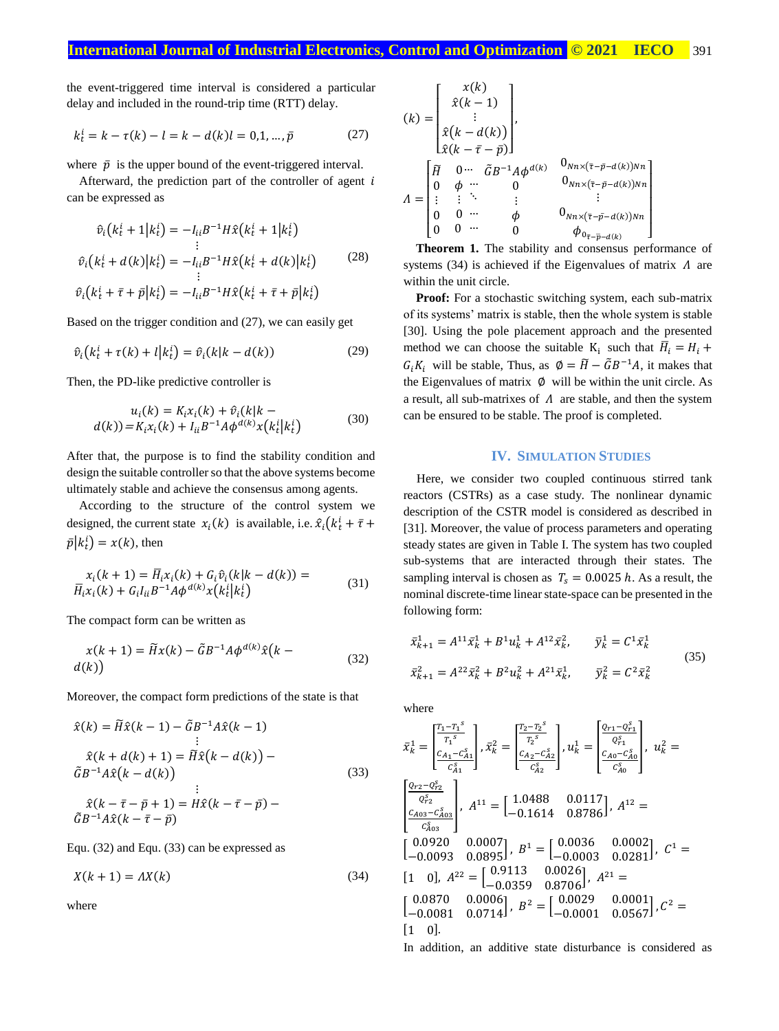the event-triggered time interval is considered a particular delay and included in the round-trip time (RTT) delay.

$$k_t^i = k - \tau(k) - l = k - d(k) l = 0,1, \dots, \bar{p} \tag{27}$$

where $\bar{p}$ is the upper bound of the event-triggered interval.

Afterward, the prediction part of the controller of agent $i$ can be expressed as

$$\begin{gathered}\hat{v}_i(k_t^i + 1 | k_t^i) = -I_{ii} B^{-1} H \hat{x}(k_t^i + 1 | k_t^i) \\ \vdots \\ \hat{v}_i(k_t^i + d(k) | k_t^i) = -I_{ii} B^{-1} H \hat{x}(k_t^i + d(k) | k_t^i) \\ \vdots \\ \hat{v}_i(k_t^i + \bar{\tau} + \bar{p} | k_t^i) = -I_{ii} B^{-1} H \hat{x}(k_t^i + \bar{\tau} + \bar{p} | k_t^i)\end{gathered} \tag{28}$$

Based on the trigger condition and (27), we can easily get

$$\hat{v}_i(k_t^i + \tau(k) + l | k_t^i) = \hat{v}_i(k | k - d(k)) \tag{29}$$

Then, the PD-like predictive controller is

$$u_i(k) = K_i x_i(k) + \hat{v}_i(k | k - d(k)) = K_i x_i(k) + I_{ii} B^{-1} A \phi^{d(k)} x(k_t^i | k_t^i) \tag{30}$$

After that, the purpose is to find the stability condition and design the suitable controller so that the above systems become ultimately stable and achieve the consensus among agents.

According to the structure of the control system we designed, the current state $x_i(k)$ is available, i.e. $\hat{x}_i(k_t^i + \bar{\tau} + \bar{p} | k_t^i) = x(k)$, then

$$x_i(k+1) = \bar{H}_i x_i(k) + G_i \hat{v}_i(k | k - d(k)) = \bar{H}_i x_i(k) + G_i I_{ii} B^{-1} A \phi^{d(k)} x(k_t^i | k_t^i) \tag{31}$$

The compact form can be written as

$$x(k+1) = \tilde{H} x(k) - \tilde{G} B^{-1} A \phi^{d(k)} \hat{x}(k - d(k)) \tag{32}$$

Moreover, the compact form predictions of the state is that

$$\begin{gathered}\hat{x}(k) = \tilde{H} \hat{x}(k-1) - \tilde{G} B^{-1} A \hat{x}(k-1) \\ \vdots \\ \hat{x}(k + d(k) + 1) = \tilde{H} \hat{x}(k - d(k)) - \tilde{G} B^{-1} A \hat{x}(k - d(k)) \\ \vdots \\ \hat{x}(k - \bar{\tau} - \bar{p} + 1) = H \hat{x}(k - \bar{\tau} - \bar{p}) - \tilde{G} B^{-1} A \hat{x}(k - \bar{\tau} - \bar{p})\end{gathered} \tag{33}$$

Equ. (32) and Equ. (33) can be expressed as

$$X(k+1) = \Lambda X(k) \tag{34}$$

where

$$(k) = \begin{bmatrix} x(k) \\ \hat{x}(k-1) \\ \vdots \\ \hat{x}(k - d(k)) \\ \hat{x}(k - \bar{\tau} - \bar{p}) \end{bmatrix},$$

$$\Lambda = \begin{bmatrix} \tilde{H} & 0 \cdots & \tilde{G} B^{-1} A \phi^{d(k)} & 0_{Nn \times (\bar{\tau} - \bar{p} - d(k)) Nn} \\ 0 & \phi \ \cdots & 0 & 0_{Nn \times (\bar{\tau} - \bar{p} - d(k)) Nn} \\ \vdots & \vdots \ \ddots & \vdots & \vdots \\ 0 & 0 \ \cdots & \phi & 0_{Nn \times (\bar{\tau} - \bar{p} - d(k)) Nn} \\ 0 & 0 \ \cdots & 0 & \phi_{0_{\bar{\tau} - \bar{p} - d(k)}} \end{bmatrix}$$

**Theorem 1.** The stability and consensus performance of systems (34) is achieved if the Eigenvalues of matrix $\Lambda$ are within the unit circle.

**Proof:** For a stochastic switching system, each sub-matrix of its systems' matrix is stable, then the whole system is stable [30]. Using the pole placement approach and the presented method we can choose the suitable $K_i$ such that $\bar{H}_i = H_i + G_i K_i$ will be stable, Thus, as $\emptyset = \tilde{H} - \tilde{G} B^{-1} A$, it makes that the Eigenvalues of matrix $\emptyset$ will be within the unit circle. As a result, all sub-matrixes of $\Lambda$ are stable, and then the system can be ensured to be stable. The proof is completed.

## IV. Simulation Studies

Here, we consider two coupled continuous stirred tank reactors (CSTRs) as a case study. The nonlinear dynamic description of the CSTR model is considered as described in [31]. Moreover, the value of process parameters and operating steady states are given in Table I. The system has two coupled sub-systems that are interacted through their states. The sampling interval is chosen as $T_s = 0.0025\,h$. As a result, the nominal discrete-time linear state-space can be presented in the following form:

$$\begin{aligned} \bar{x}_{k+1}^1 &= A^{11} \bar{x}_k^1 + B^1 u_k^1 + A^{12} \bar{x}_k^2, \qquad \bar{y}_k^1 = C^1 \bar{x}_k^1 \\ \bar{x}_{k+1}^2 &= A^{22} \bar{x}_k^2 + B^2 u_k^2 + A^{21} \bar{x}_k^1, \qquad \bar{y}_k^2 = C^2 \bar{x}_k^2 \end{aligned} \tag{35}$$

where

$\bar{x}_k^1 = \begin{bmatrix} \frac{T_1 - T_1{}^s}{T_1{}^s} \\ \frac{C_{A1} - C_{A1}^s}{C_{A1}^s} \end{bmatrix}$, $\bar{x}_k^2 = \begin{bmatrix} \frac{T_2 - T_2{}^s}{T_2{}^s} \\ \frac{C_{A2} - C_{A2}^s}{C_{A2}^s} \end{bmatrix}$, $u_k^1 = \begin{bmatrix} \frac{Q_{r1} - Q_{r1}^s}{Q_{r1}^s} \\ \frac{C_{A0} - C_{A0}^s}{C_{A0}^s} \end{bmatrix}$, $u_k^2 = \begin{bmatrix} \frac{Q_{r2} - Q_{r2}^s}{Q_{r2}^s} \\ \frac{C_{A03} - C_{A03}^s}{C_{A03}^s} \end{bmatrix}$, $A^{11} = \begin{bmatrix} 1.0488 & 0.0117 \\ -0.1614 & 0.8786 \end{bmatrix}$, $A^{12} = \begin{bmatrix} 0.0920 & 0.0007 \\ -0.0093 & 0.0895 \end{bmatrix}$, $B^1 = \begin{bmatrix} 0.0036 & 0.0002 \\ -0.0003 & 0.0281 \end{bmatrix}$, $C^1 = [1 \quad 0]$, $A^{22} = \begin{bmatrix} 0.9113 & 0.0026 \\ -0.0359 & 0.8706 \end{bmatrix}$, $A^{21} = \begin{bmatrix} 0.0870 & 0.0006 \\ -0.0081 & 0.0714 \end{bmatrix}$, $B^2 = \begin{bmatrix} 0.0029 & 0.0001 \\ -0.0001 & 0.0567 \end{bmatrix}$, $C^2 = [1 \quad 0]$.

In addition, an additive state disturbance is considered as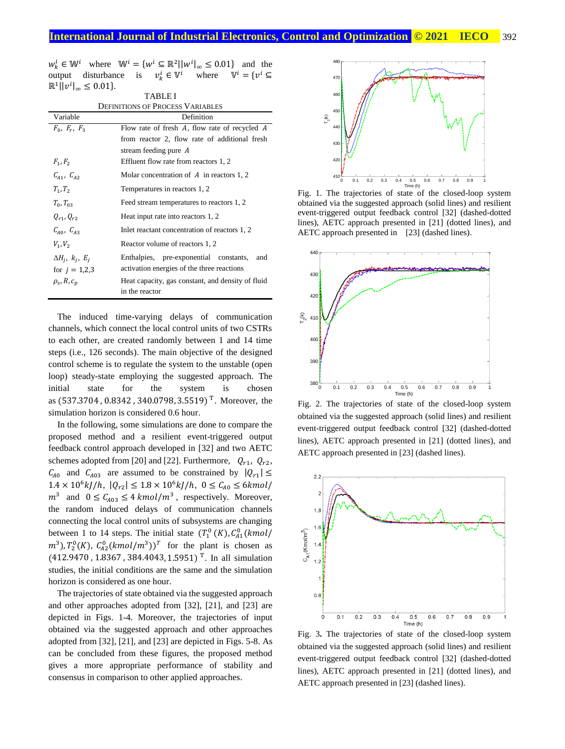$w_k^i \in \mathbb{W}^i$ where $\mathbb{W}^i = \{w^i \subseteq \mathbb{R}^2 | |w^i|_\infty \leq 0.01\}$ and the output disturbance is $v_k^i \in \mathbb{V}^i$ where $\mathbb{V}^i = \{v^i \subseteq \mathbb{R}^1 | |v^i|_\infty \leq 0.01\}$.

TABLE I
DEFINITIONS OF PROCESS VARIABLES

| Variable | Definition |
|---|---|
| $F_0$, $F_r$, $F_3$ | Flow rate of fresh $A$, flow rate of recycled $A$ from reactor 2, flow rate of additional fresh stream feeding pure $A$ |
| $F_1, F_2$ | Effluent flow rate from reactors 1, 2 |
| $C_{A1}$, $C_{A2}$ | Molar concentration of $A$ in reactors 1, 2 |
| $T_1, T_2$ | Temperatures in reactors 1, 2 |
| $T_0, T_{03}$ | Feed stream temperatures to reactors 1, 2 |
| $Q_{r1}, Q_{r2}$ | Heat input rate into reactors 1, 2 |
| $C_{A0}$, $C_{A3}$ | Inlet reactant concentration of reactors 1, 2 |
| $V_1, V_2$ | Reactor volume of reactors 1, 2 |
| $\Delta H_j$, $k_j$, $E_j$ for $j = 1,2,3$ | Enthalpies, pre-exponential constants, and activation energies of the three reactions |
| $\rho_s, R, c_p$ | Heat capacity, gas constant, and density of fluid in the reactor |

The induced time-varying delays of communication channels, which connect the local control units of two CSTRs to each other, are created randomly between 1 and 14 time steps (i.e., 126 seconds). The main objective of the designed control scheme is to regulate the system to the unstable (open loop) steady-state employing the suggested approach. The initial state for the system is chosen as $(537.3704, 0.8342, 340.0798, 3.5519)^{\mathrm{T}}$. Moreover, the simulation horizon is considered 0.6 hour.

In the following, some simulations are done to compare the proposed method and a resilient event-triggered output feedback control approach developed in [32] and two AETC schemes adopted from [20] and [22]. Furthermore, $Q_{r1}$, $Q_{r2}$, $C_{A0}$ and $C_{A03}$ are assumed to be constrained by $|Q_{r1}| \leq 1.4 \times 10^6 kJ/h$, $|Q_{r2}| \leq 1.8 \times 10^6 kJ/h$, $0 \leq C_{A0} \leq 6 kmol/m^3$ and $0 \leq C_{A03} \leq 4\ kmol/m^3$, respectively. Moreover, the random induced delays of communication channels connecting the local control units of subsystems are changing between 1 to 14 steps. The initial state $(T_1^0(K), C_{A1}^0(kmol/m^3), T_2^0(K), C_{A2}^0(kmol/m^3))^T$ for the plant is chosen as $(412.9470, 1.8367, 384.4043, 1.5951)^{\mathrm{T}}$. In all simulation studies, the initial conditions are the same and the simulation horizon is considered as one hour.

The trajectories of state obtained via the suggested approach and other approaches adopted from [32], [21], and [23] are depicted in Figs. 1-4. Moreover, the trajectories of input obtained via the suggested approach and other approaches adopted from [32], [21], and [23] are depicted in Figs. 5-8. As can be concluded from these figures, the proposed method gives a more appropriate performance of stability and consensus in comparison to other applied approaches.

Fig. 1. The trajectories of state of the closed-loop system obtained via the suggested approach (solid lines) and resilient event-triggered output feedback control [32] (dashed-dotted lines), AETC approach presented in [21] (dotted lines), and AETC approach presented in [23] (dashed lines).

Fig. 2. The trajectories of state of the closed-loop system obtained via the suggested approach (solid lines) and resilient event-triggered output feedback control [32] (dashed-dotted lines), AETC approach presented in [21] (dotted lines), and AETC approach presented in [23] (dashed lines).

Fig. 3. The trajectories of state of the closed-loop system obtained via the suggested approach (solid lines) and resilient event-triggered output feedback control [32] (dashed-dotted lines), AETC approach presented in [21] (dotted lines), and AETC approach presented in [23] (dashed lines).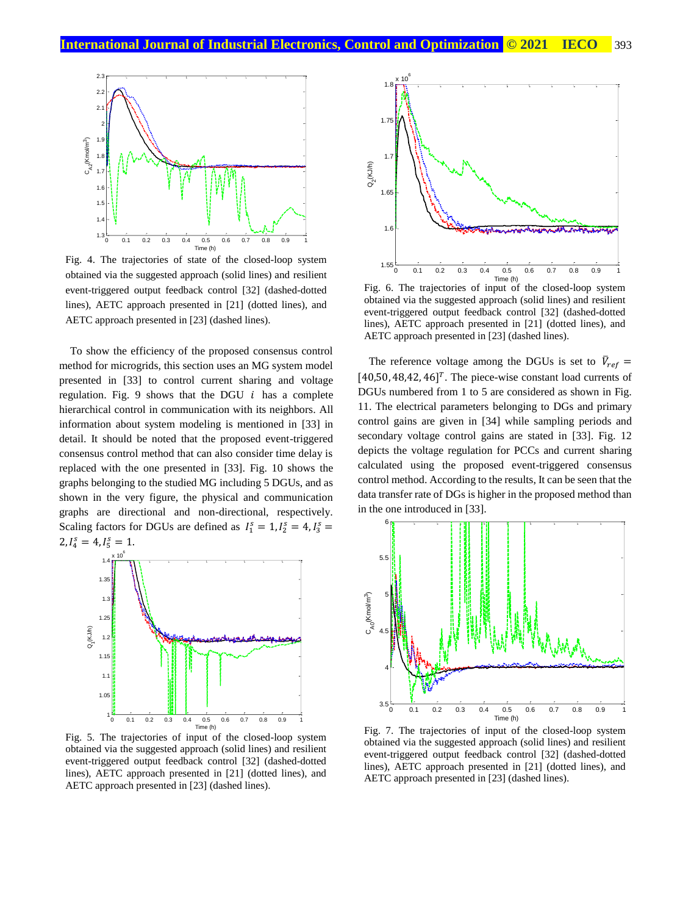Fig. 4. The trajectories of state of the closed-loop system obtained via the suggested approach (solid lines) and resilient event-triggered output feedback control [32] (dashed-dotted lines), AETC approach presented in [21] (dotted lines), and AETC approach presented in [23] (dashed lines).

To show the efficiency of the proposed consensus control method for microgrids, this section uses an MG system model presented in [33] to control current sharing and voltage regulation. Fig. 9 shows that the DGU $i$ has a complete hierarchical control in communication with its neighbors. All information about system modeling is mentioned in [33] in detail. It should be noted that the proposed event-triggered consensus control method that can also consider time delay is replaced with the one presented in [33]. Fig. 10 shows the graphs belonging to the studied MG including 5 DGUs, and as shown in the very figure, the physical and communication graphs are directional and non-directional, respectively. Scaling factors for DGUs are defined as $I_1^s = 1, I_2^s = 4, I_3^s = 2, I_4^s = 4, I_5^s = 1$.

Fig. 5. The trajectories of state of the closed-loop system obtained via the suggested approach (solid lines) and resilient event-triggered output feedback control [32] (dashed-dotted lines), AETC approach presented in [21] (dotted lines), and AETC approach presented in [23] (dashed lines).

Fig. 6. The trajectories of input of the closed-loop system obtained via the suggested approach (solid lines) and resilient event-triggered output feedback control [32] (dashed-dotted lines), AETC approach presented in [21] (dotted lines), and AETC approach presented in [23] (dashed lines).

The reference voltage among the DGUs is set to $\bar{V}_{ref} = [40, 50, 48, 42, 46]^T$. The piece-wise constant load currents of DGUs numbered from 1 to 5 are considered as shown in Fig. 11. The electrical parameters belonging to DGs and primary control gains are given in [34] while sampling periods and secondary voltage control gains are stated in [33]. Fig. 12 depicts the voltage regulation for PCCs and current sharing calculated using the proposed event-triggered consensus control method. According to the results, It can be seen that the data transfer rate of DGs is higher in the proposed method than in the one introduced in [33].

Fig. 7. The trajectories of input of the closed-loop system obtained via the suggested approach (solid lines) and resilient event-triggered output feedback control [32] (dashed-dotted lines), AETC approach presented in [21] (dotted lines), and AETC approach presented in [23] (dashed lines).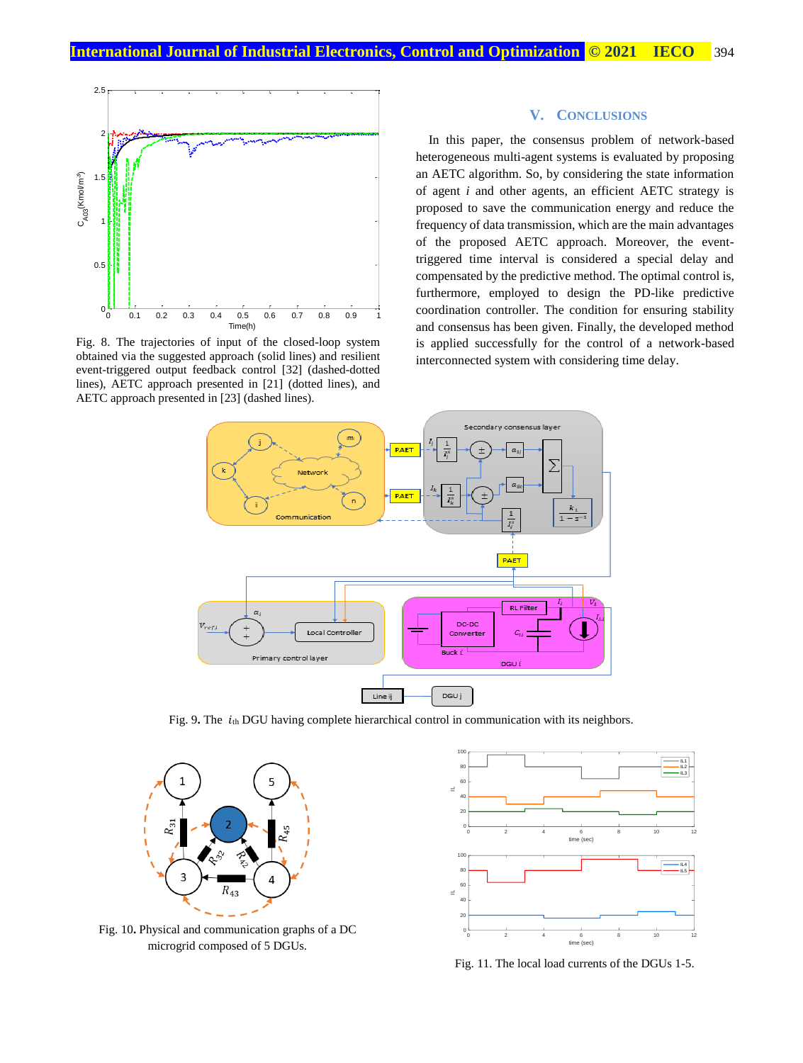Fig. 8. The trajectories of input of the closed-loop system obtained via the suggested approach (solid lines) and resilient event-triggered output feedback control [32] (dashed-dotted lines), AETC approach presented in [21] (dotted lines), and AETC approach presented in [23] (dashed lines).

## V. CONCLUSIONS

In this paper, the consensus problem of network-based heterogeneous multi-agent systems is evaluated by proposing an AETC algorithm. So, by considering the state information of agent $i$ and other agents, an efficient AETC strategy is proposed to save the communication energy and reduce the frequency of data transmission, which are the main advantages of the proposed AETC approach. Moreover, the event-triggered time interval is considered a special delay and compensated by the predictive method. The optimal control is, furthermore, employed to design the PD-like predictive coordination controller. The condition for ensuring stability and consensus has been given. Finally, the developed method is applied successfully for the control of a network-based interconnected system with considering time delay.

Fig. 9. The $i_{\text{th}}$ DGU having complete hierarchical control in communication with its neighbors.

Fig. 10. Physical and communication graphs of a DC microgrid composed of 5 DGUs.

Fig. 11. The local load currents of the DGUs 1-5.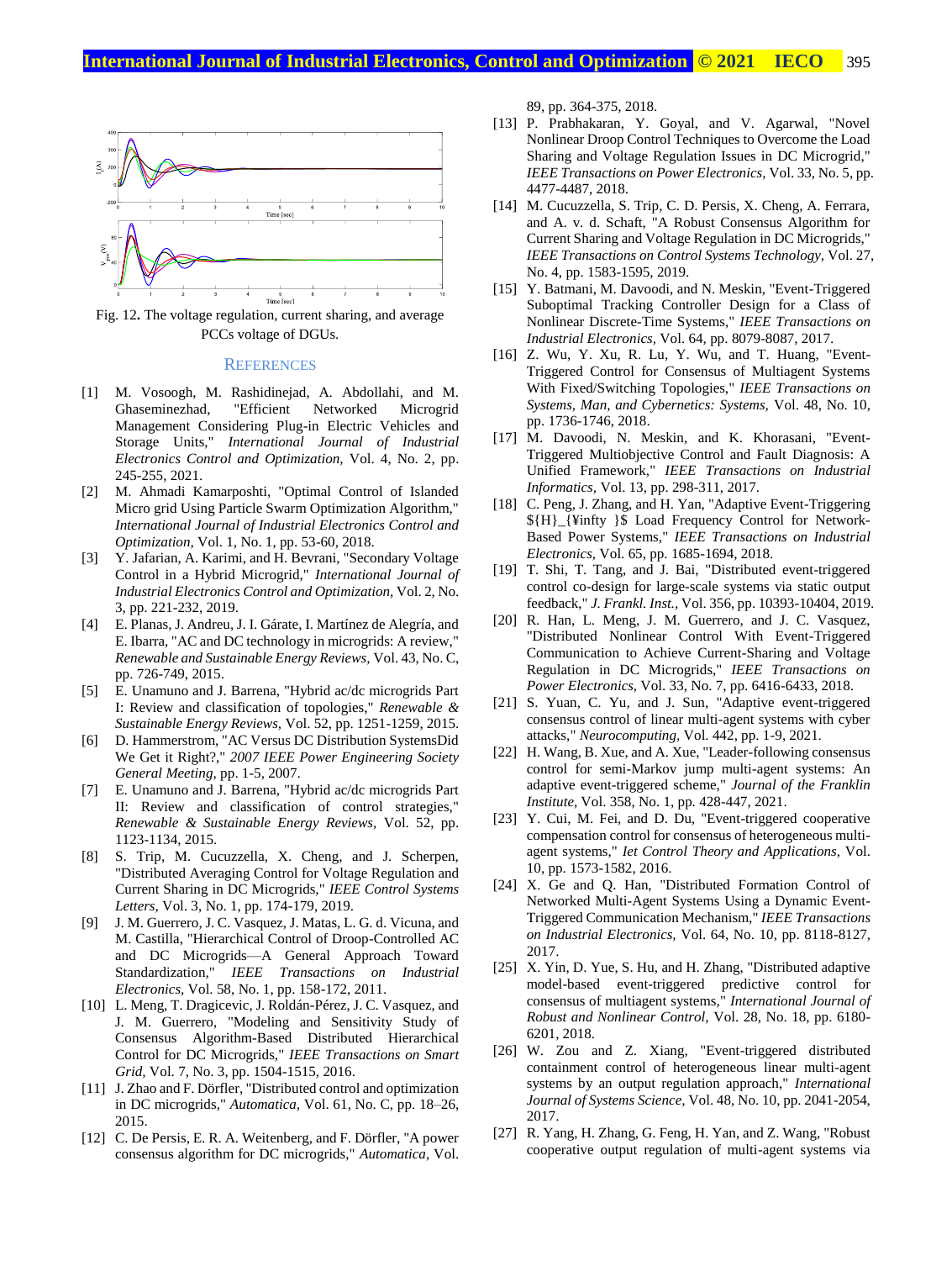Fig. 12. The voltage regulation, current sharing, and average PCCs voltage of DGUs.

## REFERENCES

[1] M. Vosoogh, M. Rashidinejad, A. Abdollahi, and M. Ghaseminezhad, "Efficient Networked Microgrid Management Considering Plug-in Electric Vehicles and Storage Units," *International Journal of Industrial Electronics Control and Optimization,* Vol. 4, No. 2, pp. 245-255, 2021.

[2] M. Ahmadi Kamarposhti, "Optimal Control of Islanded Micro grid Using Particle Swarm Optimization Algorithm," *International Journal of Industrial Electronics Control and Optimization,* Vol. 1, No. 1, pp. 53-60, 2018.

[3] Y. Jafarian, A. Karimi, and H. Bevrani, "Secondary Voltage Control in a Hybrid Microgrid," *International Journal of Industrial Electronics Control and Optimization,* Vol. 2, No. 3, pp. 221-232, 2019.

[4] E. Planas, J. Andreu, J. I. Gárate, I. Martínez de Alegría, and E. Ibarra, "AC and DC technology in microgrids: A review," *Renewable and Sustainable Energy Reviews,* Vol. 43, No. C, pp. 726-749, 2015.

[5] E. Unamuno and J. Barrena, "Hybrid ac/dc microgrids Part I: Review and classification of topologies," *Renewable & Sustainable Energy Reviews,* Vol. 52, pp. 1251-1259, 2015.

[6] D. Hammerstrom, "AC Versus DC Distribution SystemsDid We Get it Right?," *2007 IEEE Power Engineering Society General Meeting,* pp. 1-5, 2007.

[7] E. Unamuno and J. Barrena, "Hybrid ac/dc microgrids Part II: Review and classification of control strategies," *Renewable & Sustainable Energy Reviews,* Vol. 52, pp. 1123-1134, 2015.

[8] S. Trip, M. Cucuzzella, X. Cheng, and J. Scherpen, "Distributed Averaging Control for Voltage Regulation and Current Sharing in DC Microgrids," *IEEE Control Systems Letters,* Vol. 3, No. 1, pp. 174-179, 2019.

[9] J. M. Guerrero, J. C. Vasquez, J. Matas, L. G. d. Vicuna, and M. Castilla, "Hierarchical Control of Droop-Controlled AC and DC Microgrids—A General Approach Toward Standardization," *IEEE Transactions on Industrial Electronics,* Vol. 58, No. 1, pp. 158-172, 2011.

[10] L. Meng, T. Dragicevic, J. Roldán-Pérez, J. C. Vasquez, and J. M. Guerrero, "Modeling and Sensitivity Study of Consensus Algorithm-Based Distributed Hierarchical Control for DC Microgrids," *IEEE Transactions on Smart Grid,* Vol. 7, No. 3, pp. 1504-1515, 2016.

[11] J. Zhao and F. Dörfler, "Distributed control and optimization in DC microgrids," *Automatica,* Vol. 61, No. C, pp. 18–26, 2015.

[12] C. De Persis, E. R. A. Weitenberg, and F. Dörfler, "A power consensus algorithm for DC microgrids," *Automatica,* Vol. 89, pp. 364-375, 2018.

[13] P. Prabhakaran, Y. Goyal, and V. Agarwal, "Novel Nonlinear Droop Control Techniques to Overcome the Load Sharing and Voltage Regulation Issues in DC Microgrid," *IEEE Transactions on Power Electronics,* Vol. 33, No. 5, pp. 4477-4487, 2018.

[14] M. Cucuzzella, S. Trip, C. D. Persis, X. Cheng, A. Ferrara, and A. v. d. Schaft, "A Robust Consensus Algorithm for Current Sharing and Voltage Regulation in DC Microgrids," *IEEE Transactions on Control Systems Technology,* Vol. 27, No. 4, pp. 1583-1595, 2019.

[15] Y. Batmani, M. Davoodi, and N. Meskin, "Event-Triggered Suboptimal Tracking Controller Design for a Class of Nonlinear Discrete-Time Systems," *IEEE Transactions on Industrial Electronics,* Vol. 64, pp. 8079-8087, 2017.

[16] Z. Wu, Y. Xu, R. Lu, Y. Wu, and T. Huang, "Event-Triggered Control for Consensus of Multiagent Systems With Fixed/Switching Topologies," *IEEE Transactions on Systems, Man, and Cybernetics: Systems,* Vol. 48, No. 10, pp. 1736-1746, 2018.

[17] M. Davoodi, N. Meskin, and K. Khorasani, "Event-Triggered Multiobjective Control and Fault Diagnosis: A Unified Framework," *IEEE Transactions on Industrial Informatics,* Vol. 13, pp. 298-311, 2017.

[18] C. Peng, J. Zhang, and H. Yan, "Adaptive Event-Triggering ${H}_{¥infty }$ Load Frequency Control for Network-Based Power Systems," *IEEE Transactions on Industrial Electronics,* Vol. 65, pp. 1685-1694, 2018.

[19] T. Shi, T. Tang, and J. Bai, "Distributed event-triggered control co-design for large-scale systems via static output feedback," *J. Frankl. Inst.,* Vol. 356, pp. 10393-10404, 2019.

[20] R. Han, L. Meng, J. M. Guerrero, and J. C. Vasquez, "Distributed Nonlinear Control With Event-Triggered Communication to Achieve Current-Sharing and Voltage Regulation in DC Microgrids," *IEEE Transactions on Power Electronics,* Vol. 33, No. 7, pp. 6416-6433, 2018.

[21] S. Yuan, C. Yu, and J. Sun, "Adaptive event-triggered consensus control of linear multi-agent systems with cyber attacks," *Neurocomputing,* Vol. 442, pp. 1-9, 2021.

[22] H. Wang, B. Xue, and A. Xue, "Leader-following consensus control for semi-Markov jump multi-agent systems: An adaptive event-triggered scheme," *Journal of the Franklin Institute,* Vol. 358, No. 1, pp. 428-447, 2021.

[23] Y. Cui, M. Fei, and D. Du, "Event-triggered cooperative compensation control for consensus of heterogeneous multi-agent systems," *Iet Control Theory and Applications,* Vol. 10, pp. 1573-1582, 2016.

[24] X. Ge and Q. Han, "Distributed Formation Control of Networked Multi-Agent Systems Using a Dynamic Event-Triggered Communication Mechanism," *IEEE Transactions on Industrial Electronics,* Vol. 64, No. 10, pp. 8118-8127, 2017.

[25] X. Yin, D. Yue, S. Hu, and H. Zhang, "Distributed adaptive model-based event-triggered predictive control for consensus of multiagent systems," *International Journal of Robust and Nonlinear Control,* Vol. 28, No. 18, pp. 6180-6201, 2018.

[26] W. Zou and Z. Xiang, "Event-triggered distributed containment control of heterogeneous linear multi-agent systems by an output regulation approach," *International Journal of Systems Science,* Vol. 48, No. 10, pp. 2041-2054, 2017.

[27] R. Yang, H. Zhang, G. Feng, H. Yan, and Z. Wang, "Robust cooperative output regulation of multi-agent systems via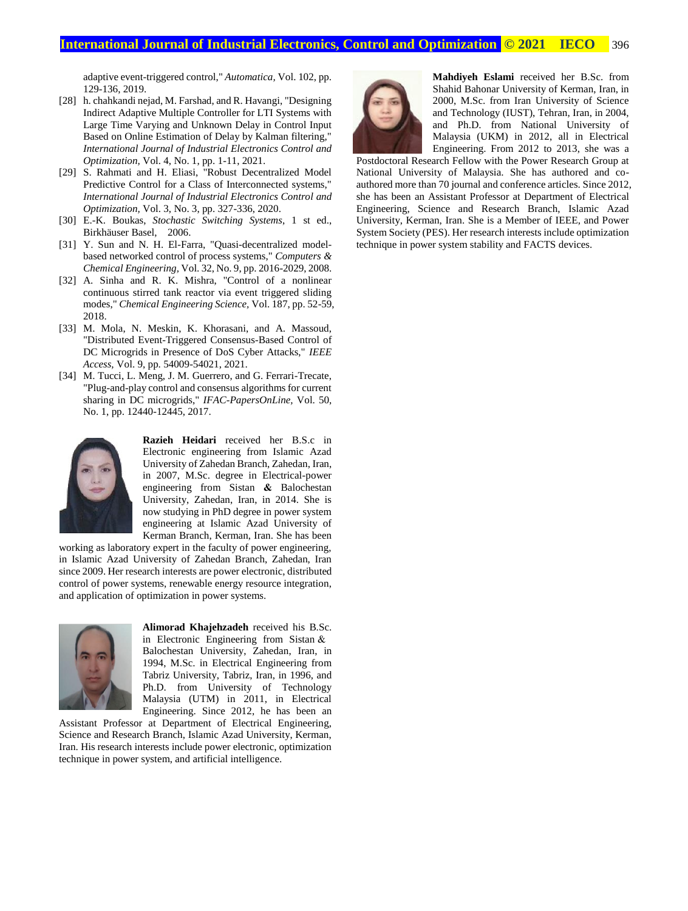adaptive event-triggered control," *Automatica*, Vol. 102, pp. 129-136, 2019.

[28] h. chahkandi nejad, M. Farshad, and R. Havangi, "Designing Indirect Adaptive Multiple Controller for LTI Systems with Large Time Varying and Unknown Delay in Control Input Based on Online Estimation of Delay by Kalman filtering," *International Journal of Industrial Electronics Control and Optimization,* Vol. 4, No. 1, pp. 1-11, 2021.

[29] S. Rahmati and H. Eliasi, "Robust Decentralized Model Predictive Control for a Class of Interconnected systems," *International Journal of Industrial Electronics Control and Optimization,* Vol. 3, No. 3, pp. 327-336, 2020.

[30] E.-K. Boukas, *Stochastic Switching Systems*, 1 st ed., Birkhäuser Basel, 2006.

[31] Y. Sun and N. H. El-Farra, "Quasi-decentralized model-based networked control of process systems," *Computers & Chemical Engineering,* Vol. 32, No. 9, pp. 2016-2029, 2008.

[32] A. Sinha and R. K. Mishra, "Control of a nonlinear continuous stirred tank reactor via event triggered sliding modes," *Chemical Engineering Science,* Vol. 187, pp. 52-59, 2018.

[33] M. Mola, N. Meskin, K. Khorasani, and A. Massoud, "Distributed Event-Triggered Consensus-Based Control of DC Microgrids in Presence of DoS Cyber Attacks," *IEEE Access,* Vol. 9, pp. 54009-54021, 2021.

[34] M. Tucci, L. Meng, J. M. Guerrero, and G. Ferrari-Trecate, "Plug-and-play control and consensus algorithms for current sharing in DC microgrids," *IFAC-PapersOnLine,* Vol. 50, No. 1, pp. 12440-12445, 2017.

**Razieh Heidari** received her B.S.c in Electronic engineering from Islamic Azad University of Zahedan Branch, Zahedan, Iran, in 2007, M.Sc. degree in Electrical-power engineering from Sistan **&** Balochestan University, Zahedan, Iran, in 2014. She is now studying in PhD degree in power system engineering at Islamic Azad University of Kerman Branch, Kerman, Iran. She has been working as laboratory expert in the faculty of power engineering, in Islamic Azad University of Zahedan Branch, Zahedan, Iran since 2009. Her research interests are power electronic, distributed control of power systems, renewable energy resource integration, and application of optimization in power systems.

**Alimorad Khajehzadeh** received his B.Sc. in Electronic Engineering from Sistan & Balochestan University, Zahedan, Iran, in 1994, M.Sc. in Electrical Engineering from Tabriz University, Tabriz, Iran, in 1996, and Ph.D. from University of Technology Malaysia (UTM) in 2011, in Electrical Engineering. Since 2012, he has been an Assistant Professor at Department of Electrical Engineering, Science and Research Branch, Islamic Azad University, Kerman, Iran. His research interests include power electronic, optimization technique in power system, and artificial intelligence.

**Mahdiyeh Eslami** received her B.Sc. from Shahid Bahonar University of Kerman, Iran, in 2000, M.Sc. from Iran University of Science and Technology (IUST), Tehran, Iran, in 2004, and Ph.D. from National University of Malaysia (UKM) in 2012, all in Electrical Engineering. From 2012 to 2013, she was a Postdoctoral Research Fellow with the Power Research Group at National University of Malaysia. She has authored and co-authored more than 70 journal and conference articles. Since 2012, she has been an Assistant Professor at Department of Electrical Engineering, Science and Research Branch, Islamic Azad University, Kerman, Iran. She is a Member of IEEE, and Power System Society (PES). Her research interests include optimization technique in power system stability and FACTS devices.